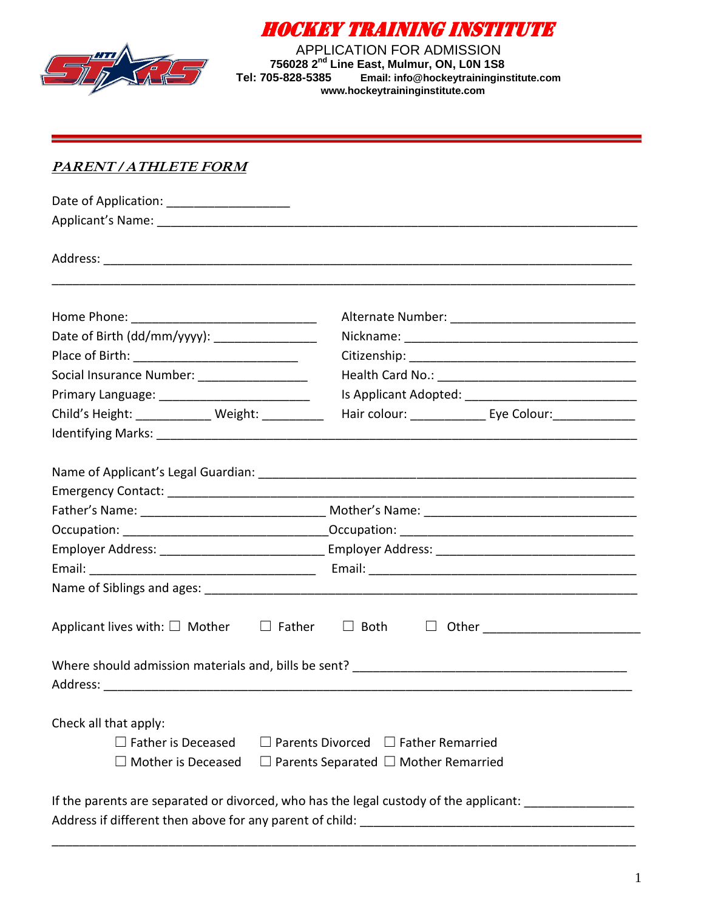# HOCKEY TRAINING INSTITUTE

APPLICATION FOR ADMISSION

756028 2nd Line East, Mulmur, ON, L0N 1S8

Tel: 705-828-5385 Email: info@hockeytraininginstitute.com

www.hockeytraininginstitute.com

## *PARENT / ATHLETE FORM*

Date of Application: __________________

Applicant's Name: ______________________________________________________________________

Address: ________________________________________________________________________________

_______________________________________________________________________________________

Home Phone: ___________________________ Alternate Number: ___________________________

Date of Birth (dd/mm/yyyy): _______________ Nickname: _________________________________

Place of Birth: ________________________ Citizenship: _______________________________

Social Insurance Number: ________________ Health Card No.: ___________________________

Primary Language: ______________________ Is Applicant Adopted: _______________________

Child's Height: ___________ Weight: _________ Hair colour: ___________ Eye Colour: ____________

Identifying Marks: ______________________________________________________________________

Name of Applicant's Legal Guardian: ______________________________________________________

Emergency Contact: _____________________________________________________________________

Father's Name: ___________________________ Mother's Name: _______________________________

Occupation: _____________________________ Occupation: _________________________________

Employer Address: ________________________ Employer Address: ____________________________

Email: __________________________________ Email: _______________________________________

Name of Siblings and ages: _______________________________________________________________

Applicant lives with: ☐ Mother ☐ Father ☐ Both ☐ Other ______________________

Where should admission materials and, bills be sent? _______________________________________

Address: ________________________________________________________________________________

Check all that apply:

☐ Father is Deceased ☐ Parents Divorced ☐ Father Remarried

☐ Mother is Deceased ☐ Parents Separated ☐ Mother Remarried

If the parents are separated or divorced, who has the legal custody of the applicant: ________________

Address if different then above for any parent of child: _______________________________________

_______________________________________________________________________________________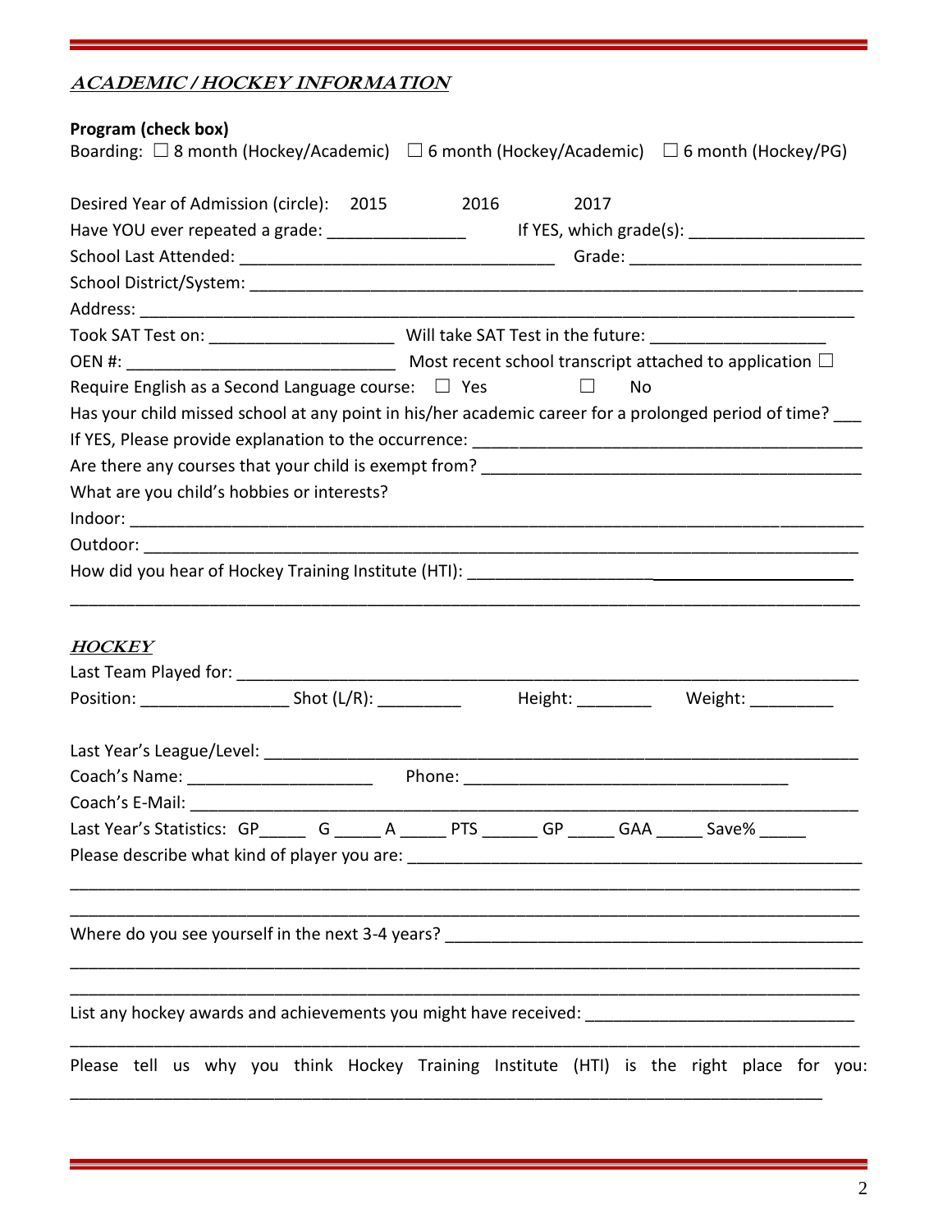## *ACADEMIC / HOCKEY INFORMATION*

**Program (check box)**

Boarding: ☐ 8 month (Hockey/Academic) ☐ 6 month (Hockey/Academic) ☐ 6 month (Hockey/PG)

Desired Year of Admission (circle): 2015 2016 2017

Have YOU ever repeated a grade: _______________ If YES, which grade(s): ___________________

School Last Attended: __________________________________ Grade: _________________________

School District/System: ______________________________________________________________________

Address: ____________________________________________________________________________

Took SAT Test on: ____________________ Will take SAT Test in the future: ___________________

OEN #: _____________________________ Most recent school transcript attached to application ☐

Require English as a Second Language course: ☐ Yes ☐ No

Has your child missed school at any point in his/her academic career for a prolonged period of time? ___

If YES, Please provide explanation to the occurrence: _______________________________________

Are there any courses that your child is exempt from? _______________________________________

What are you child's hobbies or interests?

Indoor: _____________________________________________________________________________

Outdoor: ____________________________________________________________________________

How did you hear of Hockey Training Institute (HTI): ________________________________________

_____________________________________________________________________________________

### *HOCKEY*

Last Team Played for: _________________________________________________________________

Position: ________________ Shot (L/R): _________ Height: ________ Weight: _________

Last Year's League/Level: ______________________________________________________________

Coach's Name: ____________________ Phone: ___________________________________

Coach's E-Mail: _____________________________________________________________________

Last Year's Statistics: GP_____ G _____ A _____ PTS ______ GP _____ GAA _____ Save% _____

Please describe what kind of player you are: _______________________________________________

_____________________________________________________________________________________

_____________________________________________________________________________________

Where do you see yourself in the next 3-4 years? ___________________________________________

_____________________________________________________________________________________

_____________________________________________________________________________________

List any hockey awards and achievements you might have received: ____________________________

_____________________________________________________________________________________

Please tell us why you think Hockey Training Institute (HTI) is the right place for you:

_____________________________________________________________________________________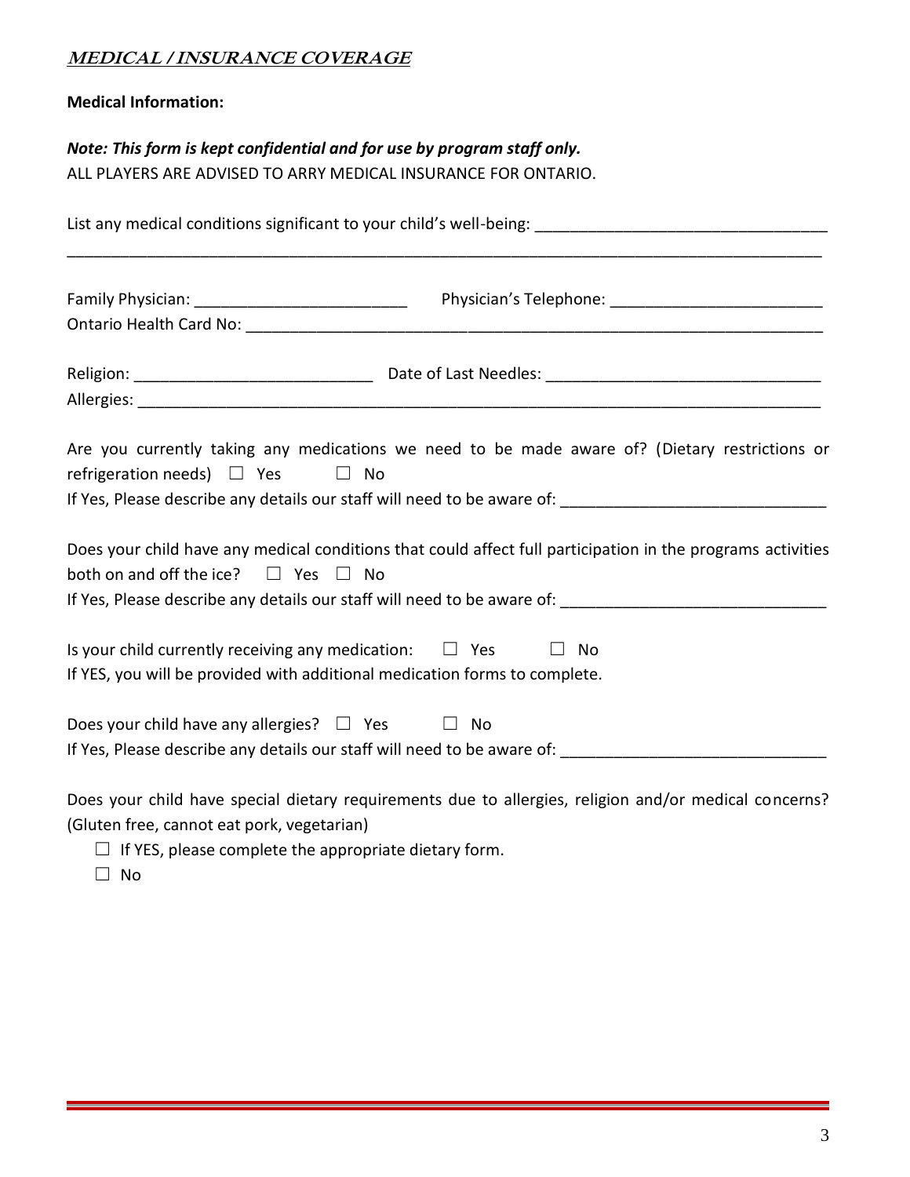## ***MEDICAL / INSURANCE COVERAGE***

**Medical Information:**

***Note: This form is kept confidential and for use by program staff only.***

ALL PLAYERS ARE ADVISED TO ARRY MEDICAL INSURANCE FOR ONTARIO.

List any medical conditions significant to your child's well-being: ________________________________

______________________________________________________________________________________

Family Physician: ________________________ Physician's Telephone: ________________________

Ontario Health Card No: ________________________________________________________________

Religion: __________________________ Date of Last Needles: ______________________________

Allergies: ____________________________________________________________________________

Are you currently taking any medications we need to be made aware of? (Dietary restrictions or refrigeration needs) ☐ Yes ☐ No

If Yes, Please describe any details our staff will need to be aware of: _____________________________

Does your child have any medical conditions that could affect full participation in the programs activities both on and off the ice? ☐ Yes ☐ No

If Yes, Please describe any details our staff will need to be aware of: _____________________________

Is your child currently receiving any medication: ☐ Yes ☐ No

If YES, you will be provided with additional medication forms to complete.

Does your child have any allergies? ☐ Yes ☐ No

If Yes, Please describe any details our staff will need to be aware of: _____________________________

Does your child have special dietary requirements due to allergies, religion and/or medical concerns? (Gluten free, cannot eat pork, vegetarian)

☐ If YES, please complete the appropriate dietary form.

☐ No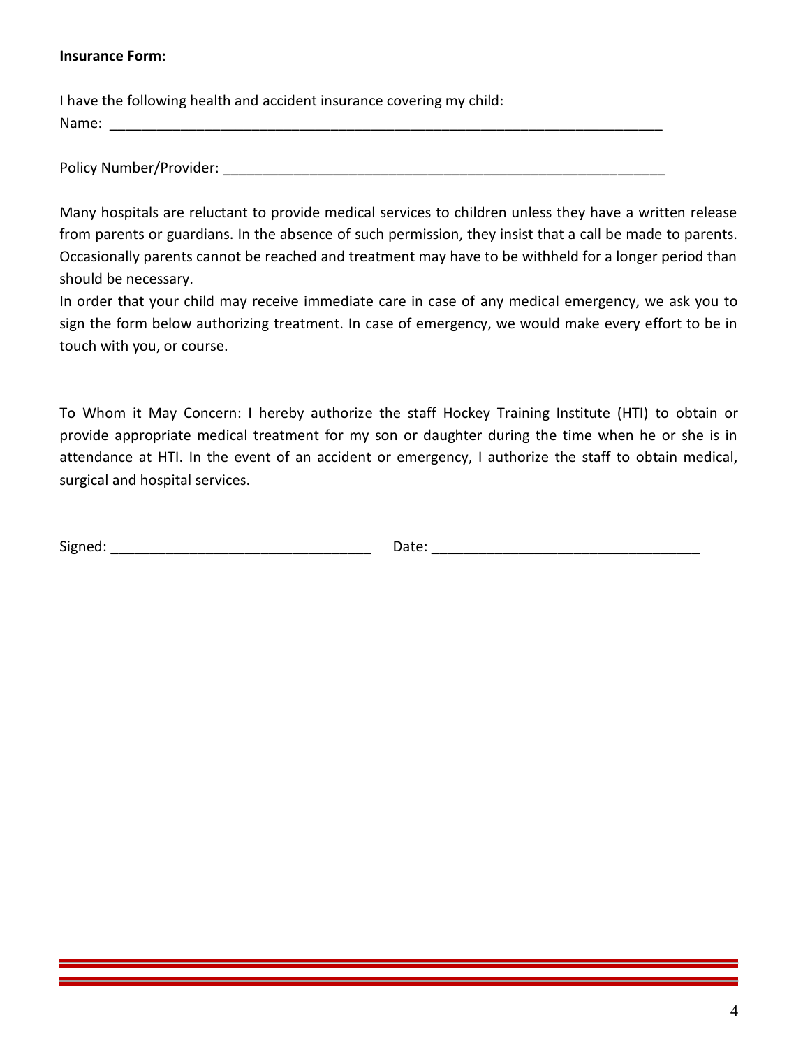**Insurance Form:**

I have the following health and accident insurance covering my child:
Name: ___________________________________________________________________________

Policy Number/Provider: ___________________________________________________________

Many hospitals are reluctant to provide medical services to children unless they have a written release from parents or guardians. In the absence of such permission, they insist that a call be made to parents. Occasionally parents cannot be reached and treatment may have to be withheld for a longer period than should be necessary.
In order that your child may receive immediate care in case of any medical emergency, we ask you to sign the form below authorizing treatment. In case of emergency, we would make every effort to be in touch with you, or course.

To Whom it May Concern: I hereby authorize the staff Hockey Training Institute (HTI) to obtain or provide appropriate medical treatment for my son or daughter during the time when he or she is in attendance at HTI. In the event of an accident or emergency, I authorize the staff to obtain medical, surgical and hospital services.

Signed: ________________________________ Date: _________________________________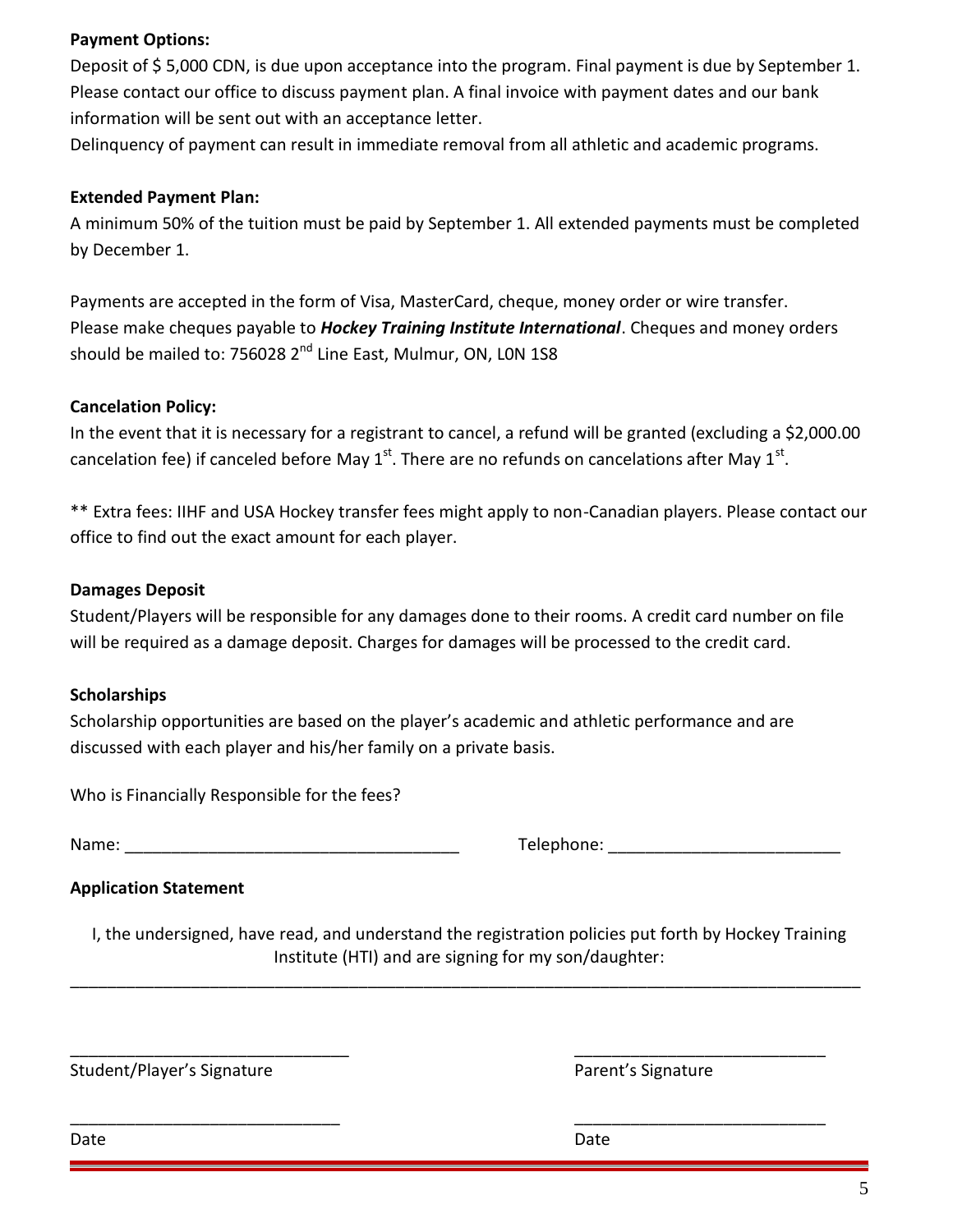**Payment Options:**

Deposit of $ 5,000 CDN, is due upon acceptance into the program. Final payment is due by September 1. Please contact our office to discuss payment plan. A final invoice with payment dates and our bank information will be sent out with an acceptance letter.

Delinquency of payment can result in immediate removal from all athletic and academic programs.

**Extended Payment Plan:**

A minimum 50% of the tuition must be paid by September 1. All extended payments must be completed by December 1.

Payments are accepted in the form of Visa, MasterCard, cheque, money order or wire transfer.
Please make cheques payable to ***Hockey Training Institute International***. Cheques and money orders should be mailed to: 756028 2nd Line East, Mulmur, ON, L0N 1S8

**Cancelation Policy:**

In the event that it is necessary for a registrant to cancel, a refund will be granted (excluding a $2,000.00 cancelation fee) if canceled before May 1st. There are no refunds on cancelations after May 1st.

** Extra fees: IIHF and USA Hockey transfer fees might apply to non-Canadian players. Please contact our office to find out the exact amount for each player.

**Damages Deposit**

Student/Players will be responsible for any damages done to their rooms. A credit card number on file will be required as a damage deposit. Charges for damages will be processed to the credit card.

**Scholarships**

Scholarship opportunities are based on the player's academic and athletic performance and are discussed with each player and his/her family on a private basis.

Who is Financially Responsible for the fees?

Name: ____________________________________ Telephone: ________________________

**Application Statement**

I, the undersigned, have read, and understand the registration policies put forth by Hockey Training Institute (HTI) and are signing for my son/daughter:

_____________________________________________________________________________________

______________________________ ___________________________

Student/Player's Signature Parent's Signature

______________________________ ___________________________

Date Date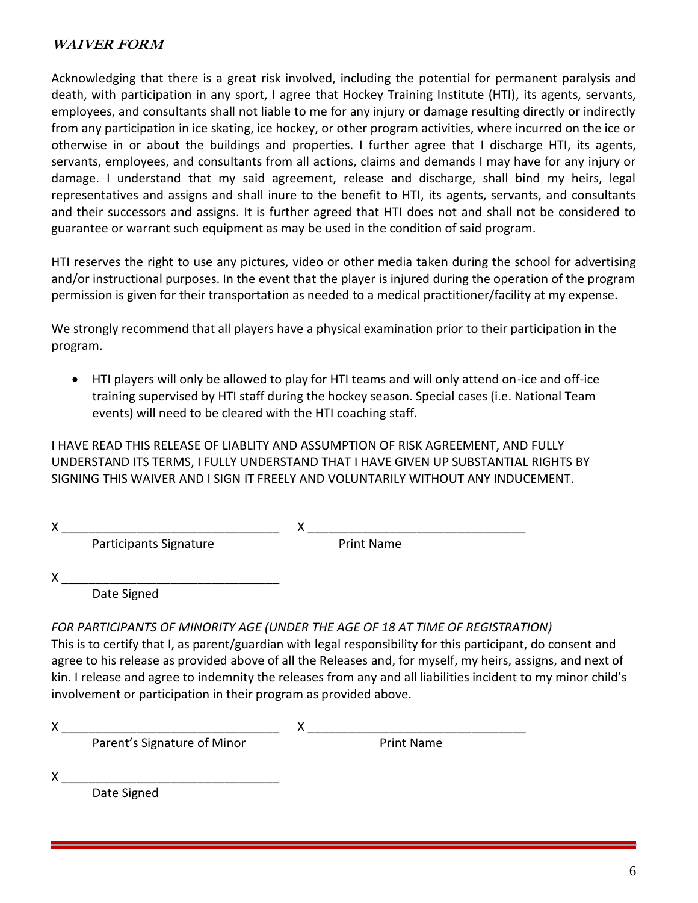## ***WAIVER FORM***

Acknowledging that there is a great risk involved, including the potential for permanent paralysis and death, with participation in any sport, I agree that Hockey Training Institute (HTI), its agents, servants, employees, and consultants shall not liable to me for any injury or damage resulting directly or indirectly from any participation in ice skating, ice hockey, or other program activities, where incurred on the ice or otherwise in or about the buildings and properties. I further agree that I discharge HTI, its agents, servants, employees, and consultants from all actions, claims and demands I may have for any injury or damage. I understand that my said agreement, release and discharge, shall bind my heirs, legal representatives and assigns and shall inure to the benefit to HTI, its agents, servants, and consultants and their successors and assigns. It is further agreed that HTI does not and shall not be considered to guarantee or warrant such equipment as may be used in the condition of said program.

HTI reserves the right to use any pictures, video or other media taken during the school for advertising and/or instructional purposes. In the event that the player is injured during the operation of the program permission is given for their transportation as needed to a medical practitioner/facility at my expense.

We strongly recommend that all players have a physical examination prior to their participation in the program.

- HTI players will only be allowed to play for HTI teams and will only attend on-ice and off-ice training supervised by HTI staff during the hockey season. Special cases (i.e. National Team events) will need to be cleared with the HTI coaching staff.

I HAVE READ THIS RELEASE OF LIABLITY AND ASSUMPTION OF RISK AGREEMENT, AND FULLY UNDERSTAND ITS TERMS, I FULLY UNDERSTAND THAT I HAVE GIVEN UP SUBSTANTIAL RIGHTS BY SIGNING THIS WAIVER AND I SIGN IT FREELY AND VOLUNTARILY WITHOUT ANY INDUCEMENT.

X ________________________________ X ________________________________
Participants Signature Print Name

X ________________________________
Date Signed

*FOR PARTICIPANTS OF MINORITY AGE (UNDER THE AGE OF 18 AT TIME OF REGISTRATION)*
This is to certify that I, as parent/guardian with legal responsibility for this participant, do consent and agree to his release as provided above of all the Releases and, for myself, my heirs, assigns, and next of kin. I release and agree to indemnity the releases from any and all liabilities incident to my minor child's involvement or participation in their program as provided above.

X ________________________________ X ________________________________
Parent's Signature of Minor Print Name

X ________________________________
Date Signed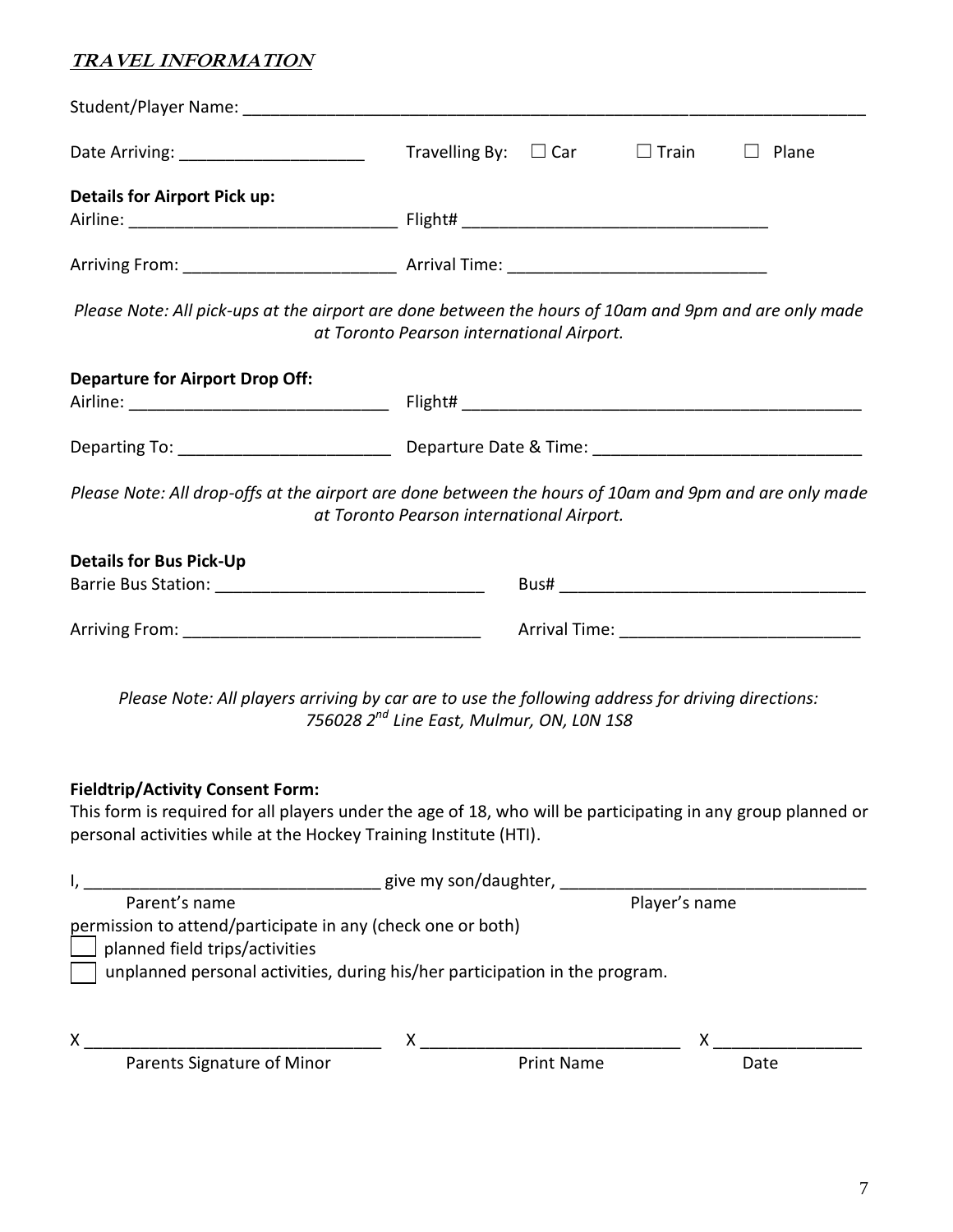## ***TRAVEL INFORMATION***

Student/Player Name: ______________________________________________________________

Date Arriving: ____________________ Travelling By: ☐ Car ☐ Train ☐ Plane

**Details for Airport Pick up:**

Airline: _____________________________ Flight# ________________________________

Arriving From: ______________________ Arrival Time: ___________________________

*Please Note: All pick-ups at the airport are done between the hours of 10am and 9pm and are only made at Toronto Pearson international Airport.*

**Departure for Airport Drop Off:**

Airline: ____________________________ Flight# ___________________________________________

Departing To: ______________________ Departure Date & Time: ____________________________

*Please Note: All drop-offs at the airport are done between the hours of 10am and 9pm and are only made at Toronto Pearson international Airport.*

**Details for Bus Pick-Up**

Barrie Bus Station: _____________________________ Bus# ________________________________

Arriving From: _______________________________ Arrival Time: _________________________

*Please Note: All players arriving by car are to use the following address for driving directions: 756028 2nd Line East, Mulmur, ON, L0N 1S8*

**Fieldtrip/Activity Consent Form:**

This form is required for all players under the age of 18, who will be participating in any group planned or personal activities while at the Hockey Training Institute (HTI).

I, _______________________________ give my son/daughter, ________________________________

Parent's name Player's name

permission to attend/participate in any (check one or both)

☐ planned field trips/activities

☐ unplanned personal activities, during his/her participation in the program.

X _______________________________ X ____________________________ X ________________

Parents Signature of Minor Print Name Date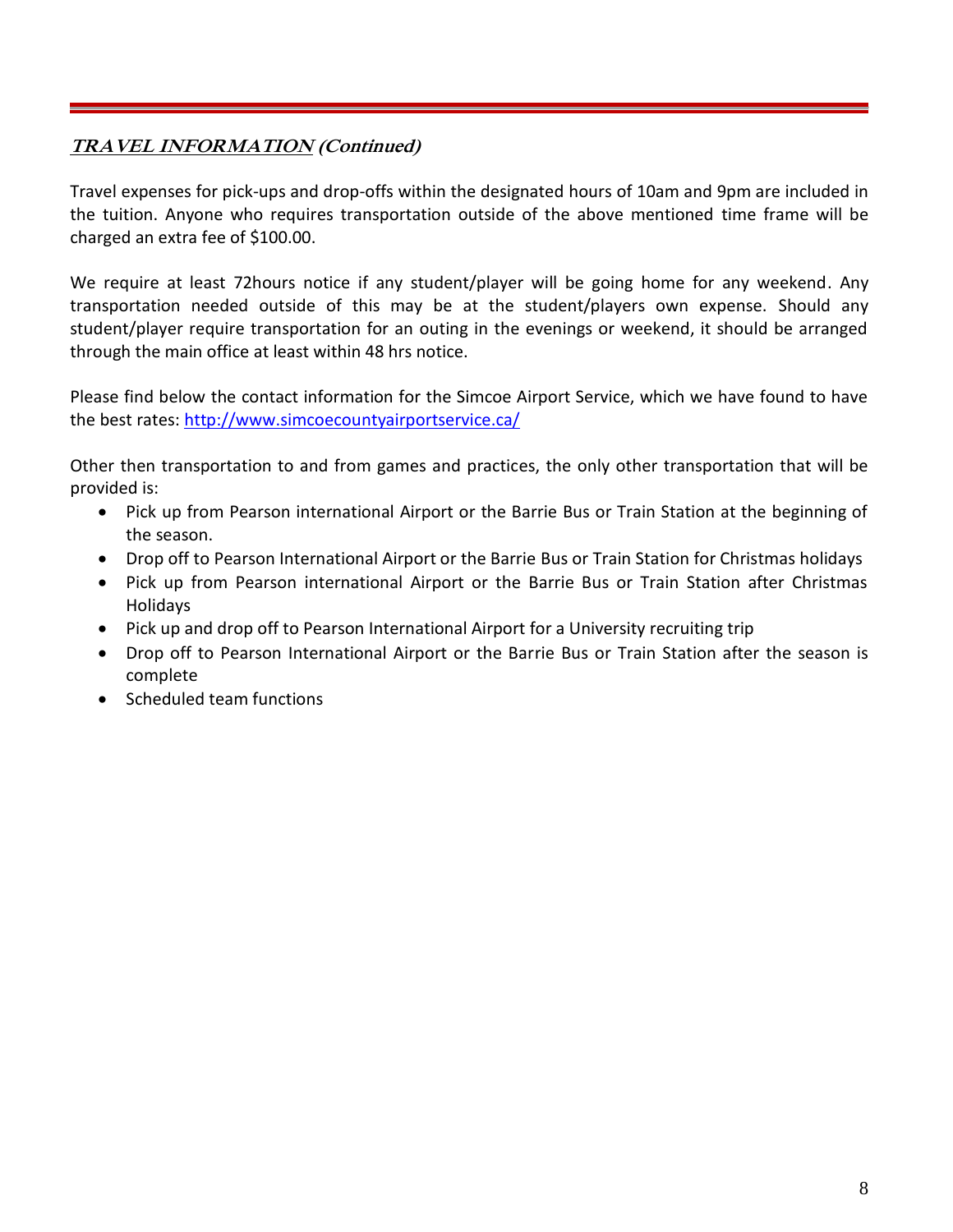## ***TRAVEL INFORMATION** (Continued)*

Travel expenses for pick-ups and drop-offs within the designated hours of 10am and 9pm are included in the tuition. Anyone who requires transportation outside of the above mentioned time frame will be charged an extra fee of $100.00.

We require at least 72hours notice if any student/player will be going home for any weekend. Any transportation needed outside of this may be at the student/players own expense. Should any student/player require transportation for an outing in the evenings or weekend, it should be arranged through the main office at least within 48 hrs notice.

Please find below the contact information for the Simcoe Airport Service, which we have found to have the best rates: http://www.simcoecountyairportservice.ca/

Other then transportation to and from games and practices, the only other transportation that will be provided is:

- Pick up from Pearson international Airport or the Barrie Bus or Train Station at the beginning of the season.
- Drop off to Pearson International Airport or the Barrie Bus or Train Station for Christmas holidays
- Pick up from Pearson international Airport or the Barrie Bus or Train Station after Christmas Holidays
- Pick up and drop off to Pearson International Airport for a University recruiting trip
- Drop off to Pearson International Airport or the Barrie Bus or Train Station after the season is complete
- Scheduled team functions